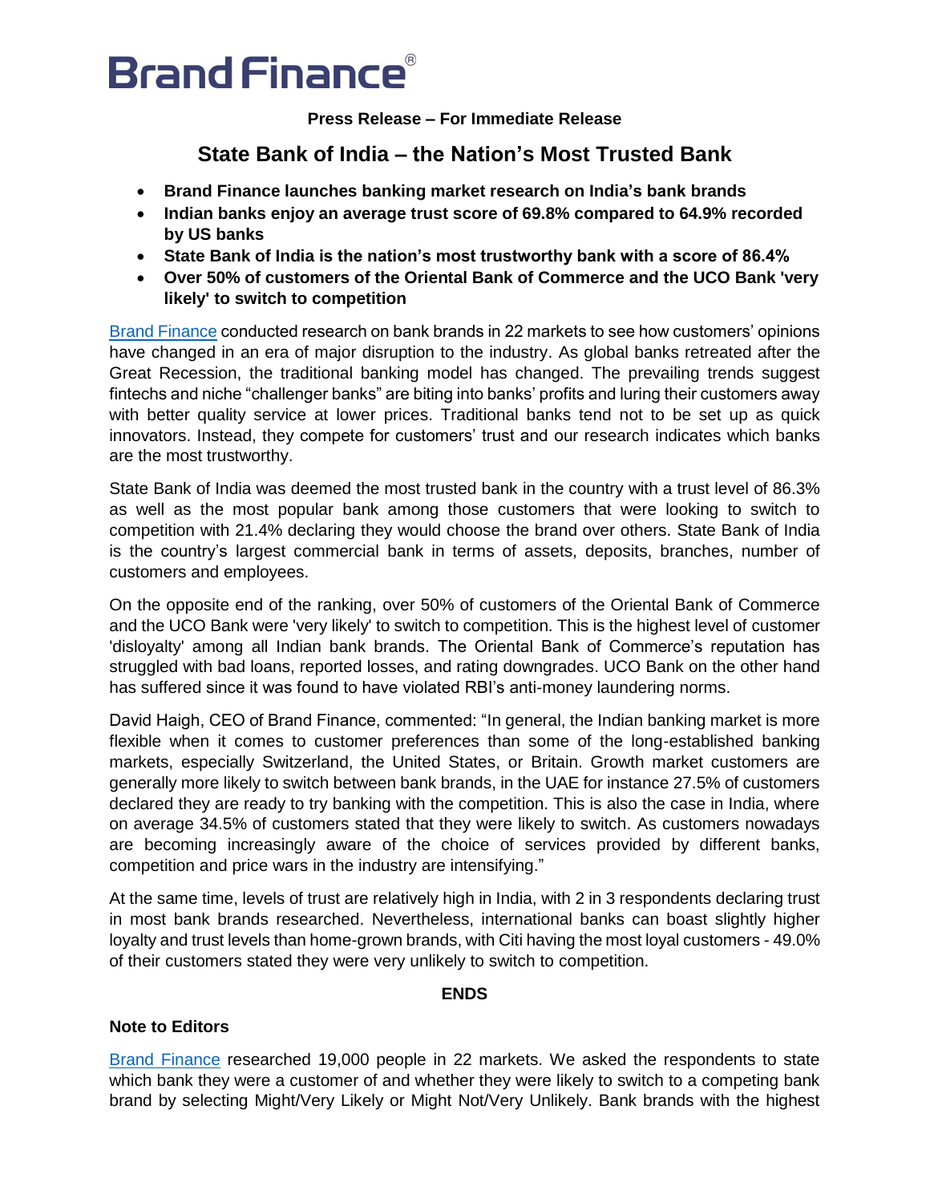# Brand Finance®

**Press Release – For Immediate Release**

## State Bank of India – the Nation's Most Trusted Bank

- **Brand Finance launches banking market research on India's bank brands**
- **Indian banks enjoy an average trust score of 69.8% compared to 64.9% recorded by US banks**
- **State Bank of India is the nation's most trustworthy bank with a score of 86.4%**
- **Over 50% of customers of the Oriental Bank of Commerce and the UCO Bank 'very likely' to switch to competition**

Brand Finance conducted research on bank brands in 22 markets to see how customers' opinions have changed in an era of major disruption to the industry. As global banks retreated after the Great Recession, the traditional banking model has changed. The prevailing trends suggest fintechs and niche "challenger banks" are biting into banks' profits and luring their customers away with better quality service at lower prices. Traditional banks tend not to be set up as quick innovators. Instead, they compete for customers' trust and our research indicates which banks are the most trustworthy.

State Bank of India was deemed the most trusted bank in the country with a trust level of 86.3% as well as the most popular bank among those customers that were looking to switch to competition with 21.4% declaring they would choose the brand over others. State Bank of India is the country's largest commercial bank in terms of assets, deposits, branches, number of customers and employees.

On the opposite end of the ranking, over 50% of customers of the Oriental Bank of Commerce and the UCO Bank were 'very likely' to switch to competition. This is the highest level of customer 'disloyalty' among all Indian bank brands. The Oriental Bank of Commerce's reputation has struggled with bad loans, reported losses, and rating downgrades. UCO Bank on the other hand has suffered since it was found to have violated RBI's anti-money laundering norms.

David Haigh, CEO of Brand Finance, commented: "In general, the Indian banking market is more flexible when it comes to customer preferences than some of the long-established banking markets, especially Switzerland, the United States, or Britain. Growth market customers are generally more likely to switch between bank brands, in the UAE for instance 27.5% of customers declared they are ready to try banking with the competition. This is also the case in India, where on average 34.5% of customers stated that they were likely to switch. As customers nowadays are becoming increasingly aware of the choice of services provided by different banks, competition and price wars in the industry are intensifying."

At the same time, levels of trust are relatively high in India, with 2 in 3 respondents declaring trust in most bank brands researched. Nevertheless, international banks can boast slightly higher loyalty and trust levels than home-grown brands, with Citi having the most loyal customers - 49.0% of their customers stated they were very unlikely to switch to competition.

**ENDS**

**Note to Editors**

Brand Finance researched 19,000 people in 22 markets. We asked the respondents to state which bank they were a customer of and whether they were likely to switch to a competing bank brand by selecting Might/Very Likely or Might Not/Very Unlikely. Bank brands with the highest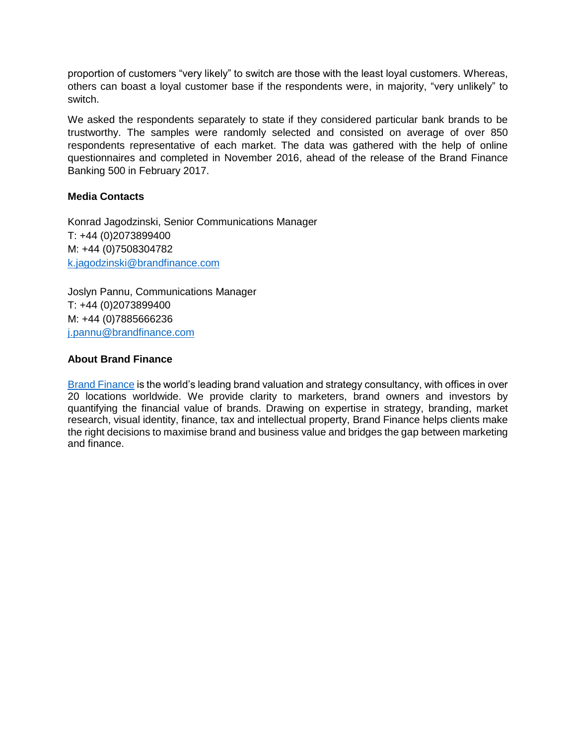proportion of customers "very likely" to switch are those with the least loyal customers. Whereas, others can boast a loyal customer base if the respondents were, in majority, "very unlikely" to switch.

We asked the respondents separately to state if they considered particular bank brands to be trustworthy. The samples were randomly selected and consisted on average of over 850 respondents representative of each market. The data was gathered with the help of online questionnaires and completed in November 2016, ahead of the release of the Brand Finance Banking 500 in February 2017.

**Media Contacts**

Konrad Jagodzinski, Senior Communications Manager
T: +44 (0)2073899400
M: +44 (0)7508304782
[k.jagodzinski@brandfinance.com](mailto:k.jagodzinski@brandfinance.com)

Joslyn Pannu, Communications Manager
T: +44 (0)2073899400
M: +44 (0)7885666236
[j.pannu@brandfinance.com](mailto:j.pannu@brandfinance.com)

**About Brand Finance**

Brand Finance is the world's leading brand valuation and strategy consultancy, with offices in over 20 locations worldwide. We provide clarity to marketers, brand owners and investors by quantifying the financial value of brands. Drawing on expertise in strategy, branding, market research, visual identity, finance, tax and intellectual property, Brand Finance helps clients make the right decisions to maximise brand and business value and bridges the gap between marketing and finance.